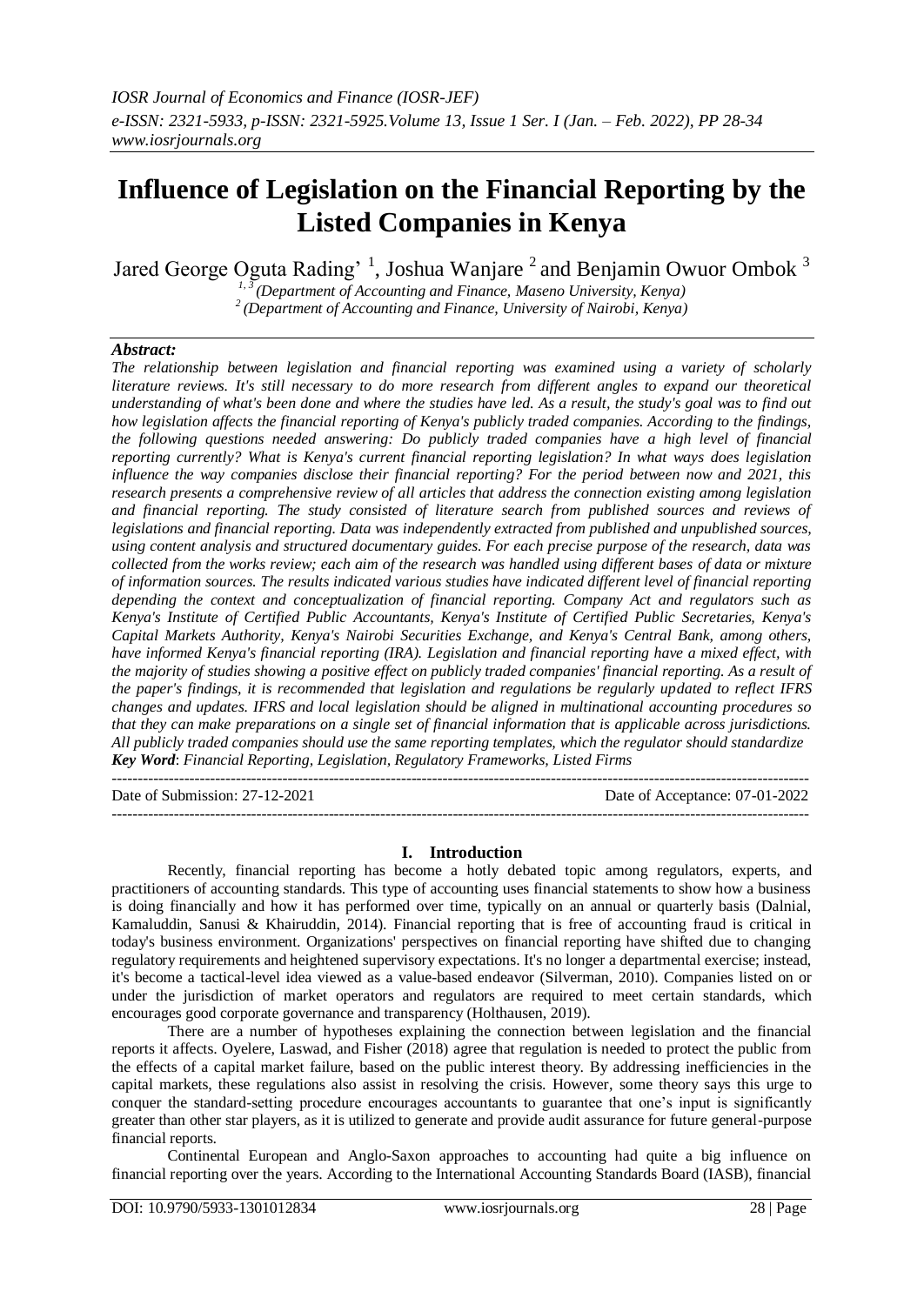# Influence of Legislation on the Financial Reporting by the Listed Companies in Kenya

Jared George Oguta Rading' [1], Joshua Wanjare [2] and Benjamin Owuor Ombok [3]

[1, 3] *(Department of Accounting and Finance, Maseno University, Kenya)*
[2] *(Department of Accounting and Finance, University of Nairobi, Kenya)*

## Abstract:

*The relationship between legislation and financial reporting was examined using a variety of scholarly literature reviews. It's still necessary to do more research from different angles to expand our theoretical understanding of what's been done and where the studies have led. As a result, the study's goal was to find out how legislation affects the financial reporting of Kenya's publicly traded companies. According to the findings, the following questions needed answering: Do publicly traded companies have a high level of financial reporting currently? What is Kenya's current financial reporting legislation? In what ways does legislation influence the way companies disclose their financial reporting? For the period between now and 2021, this research presents a comprehensive review of all articles that address the connection existing among legislation and financial reporting. The study consisted of literature search from published sources and reviews of legislations and financial reporting. Data was independently extracted from published and unpublished sources, using content analysis and structured documentary guides. For each precise purpose of the research, data was collected from the works review; each aim of the research was handled using different bases of data or mixture of information sources. The results indicated various studies have indicated different level of financial reporting depending the context and conceptualization of financial reporting. Company Act and regulators such as Kenya's Institute of Certified Public Accountants, Kenya's Institute of Certified Public Secretaries, Kenya's Capital Markets Authority, Kenya's Nairobi Securities Exchange, and Kenya's Central Bank, among others, have informed Kenya's financial reporting (IRA). Legislation and financial reporting have a mixed effect, with the majority of studies showing a positive effect on publicly traded companies' financial reporting. As a result of the paper's findings, it is recommended that legislation and regulations be regularly updated to reflect IFRS changes and updates. IFRS and local legislation should be aligned in multinational accounting procedures so that they can make preparations on a single set of financial information that is applicable across jurisdictions. All publicly traded companies should use the same reporting templates, which the regulator should standardize*

***Key Word**: Financial Reporting, Legislation, Regulatory Frameworks, Listed Firms*

Date of Submission: 27-12-2021 | Date of Acceptance: 07-01-2022

## I. Introduction

Recently, financial reporting has become a hotly debated topic among regulators, experts, and practitioners of accounting standards. This type of accounting uses financial statements to show how a business is doing financially and how it has performed over time, typically on an annual or quarterly basis (Dalnial, Kamaluddin, Sanusi & Khairuddin, 2014). Financial reporting that is free of accounting fraud is critical in today's business environment. Organizations' perspectives on financial reporting have shifted due to changing regulatory requirements and heightened supervisory expectations. It's no longer a departmental exercise; instead, it's become a tactical-level idea viewed as a value-based endeavor (Silverman, 2010). Companies listed on or under the jurisdiction of market operators and regulators are required to meet certain standards, which encourages good corporate governance and transparency (Holthausen, 2019).

There are a number of hypotheses explaining the connection between legislation and the financial reports it affects. Oyelere, Laswad, and Fisher (2018) agree that regulation is needed to protect the public from the effects of a capital market failure, based on the public interest theory. By addressing inefficiencies in the capital markets, these regulations also assist in resolving the crisis. However, some theory says this urge to conquer the standard-setting procedure encourages accountants to guarantee that one's input is significantly greater than other star players, as it is utilized to generate and provide audit assurance for future general-purpose financial reports.

Continental European and Anglo-Saxon approaches to accounting had quite a big influence on financial reporting over the years. According to the International Accounting Standards Board (IASB), financial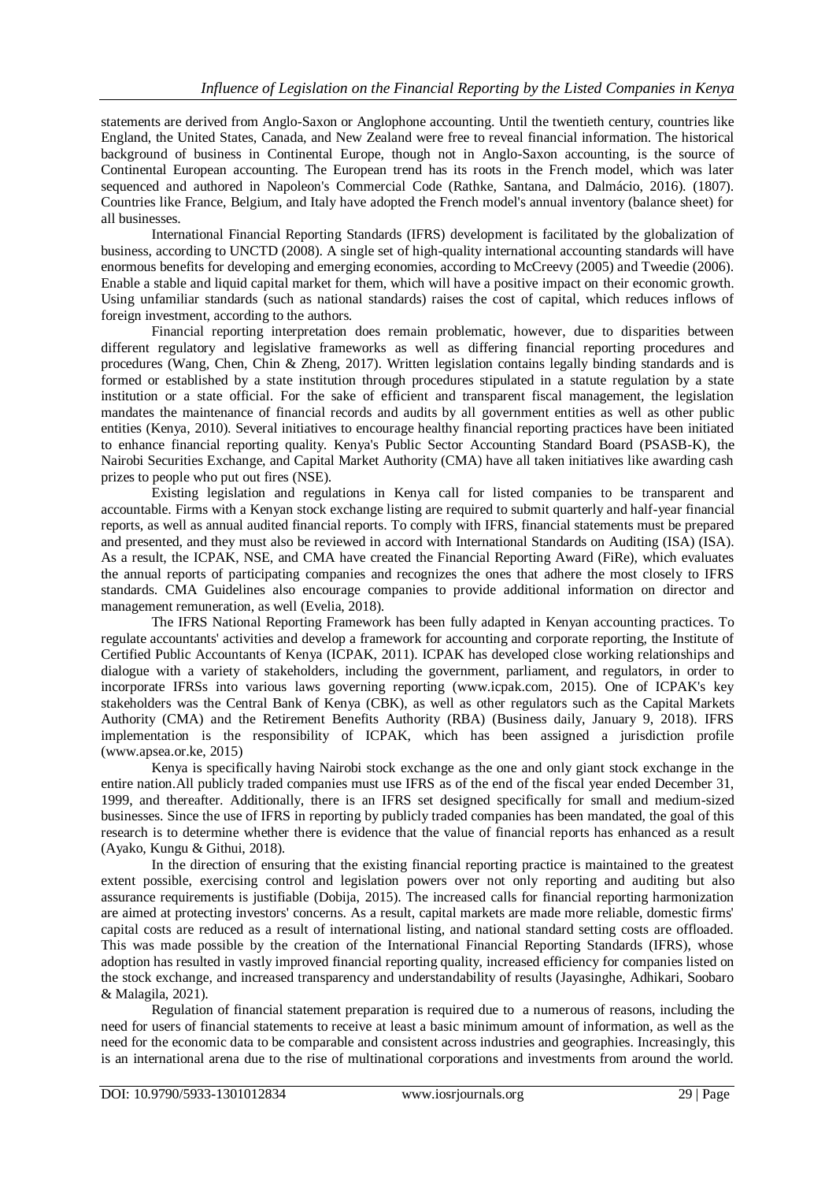statements are derived from Anglo-Saxon or Anglophone accounting. Until the twentieth century, countries like England, the United States, Canada, and New Zealand were free to reveal financial information. The historical background of business in Continental Europe, though not in Anglo-Saxon accounting, is the source of Continental European accounting. The European trend has its roots in the French model, which was later sequenced and authored in Napoleon's Commercial Code (Rathke, Santana, and Dalmácio, 2016). (1807). Countries like France, Belgium, and Italy have adopted the French model's annual inventory (balance sheet) for all businesses.

International Financial Reporting Standards (IFRS) development is facilitated by the globalization of business, according to UNCTD (2008). A single set of high-quality international accounting standards will have enormous benefits for developing and emerging economies, according to McCreevy (2005) and Tweedie (2006). Enable a stable and liquid capital market for them, which will have a positive impact on their economic growth. Using unfamiliar standards (such as national standards) raises the cost of capital, which reduces inflows of foreign investment, according to the authors.

Financial reporting interpretation does remain problematic, however, due to disparities between different regulatory and legislative frameworks as well as differing financial reporting procedures and procedures (Wang, Chen, Chin & Zheng, 2017). Written legislation contains legally binding standards and is formed or established by a state institution through procedures stipulated in a statute regulation by a state institution or a state official. For the sake of efficient and transparent fiscal management, the legislation mandates the maintenance of financial records and audits by all government entities as well as other public entities (Kenya, 2010). Several initiatives to encourage healthy financial reporting practices have been initiated to enhance financial reporting quality. Kenya's Public Sector Accounting Standard Board (PSASB-K), the Nairobi Securities Exchange, and Capital Market Authority (CMA) have all taken initiatives like awarding cash prizes to people who put out fires (NSE).

Existing legislation and regulations in Kenya call for listed companies to be transparent and accountable. Firms with a Kenyan stock exchange listing are required to submit quarterly and half-year financial reports, as well as annual audited financial reports. To comply with IFRS, financial statements must be prepared and presented, and they must also be reviewed in accord with International Standards on Auditing (ISA) (ISA). As a result, the ICPAK, NSE, and CMA have created the Financial Reporting Award (FiRe), which evaluates the annual reports of participating companies and recognizes the ones that adhere the most closely to IFRS standards. CMA Guidelines also encourage companies to provide additional information on director and management remuneration, as well (Evelia, 2018).

The IFRS National Reporting Framework has been fully adapted in Kenyan accounting practices. To regulate accountants' activities and develop a framework for accounting and corporate reporting, the Institute of Certified Public Accountants of Kenya (ICPAK, 2011). ICPAK has developed close working relationships and dialogue with a variety of stakeholders, including the government, parliament, and regulators, in order to incorporate IFRSs into various laws governing reporting (www.icpak.com, 2015). One of ICPAK's key stakeholders was the Central Bank of Kenya (CBK), as well as other regulators such as the Capital Markets Authority (CMA) and the Retirement Benefits Authority (RBA) (Business daily, January 9, 2018). IFRS implementation is the responsibility of ICPAK, which has been assigned a jurisdiction profile (www.apsea.or.ke, 2015)

Kenya is specifically having Nairobi stock exchange as the one and only giant stock exchange in the entire nation.All publicly traded companies must use IFRS as of the end of the fiscal year ended December 31, 1999, and thereafter. Additionally, there is an IFRS set designed specifically for small and medium-sized businesses. Since the use of IFRS in reporting by publicly traded companies has been mandated, the goal of this research is to determine whether there is evidence that the value of financial reports has enhanced as a result (Ayako, Kungu & Githui, 2018).

In the direction of ensuring that the existing financial reporting practice is maintained to the greatest extent possible, exercising control and legislation powers over not only reporting and auditing but also assurance requirements is justifiable (Dobija, 2015). The increased calls for financial reporting harmonization are aimed at protecting investors' concerns. As a result, capital markets are made more reliable, domestic firms' capital costs are reduced as a result of international listing, and national standard setting costs are offloaded. This was made possible by the creation of the International Financial Reporting Standards (IFRS), whose adoption has resulted in vastly improved financial reporting quality, increased efficiency for companies listed on the stock exchange, and increased transparency and understandability of results (Jayasinghe, Adhikari, Soobaro & Malagila, 2021).

Regulation of financial statement preparation is required due to a numerous of reasons, including the need for users of financial statements to receive at least a basic minimum amount of information, as well as the need for the economic data to be comparable and consistent across industries and geographies. Increasingly, this is an international arena due to the rise of multinational corporations and investments from around the world.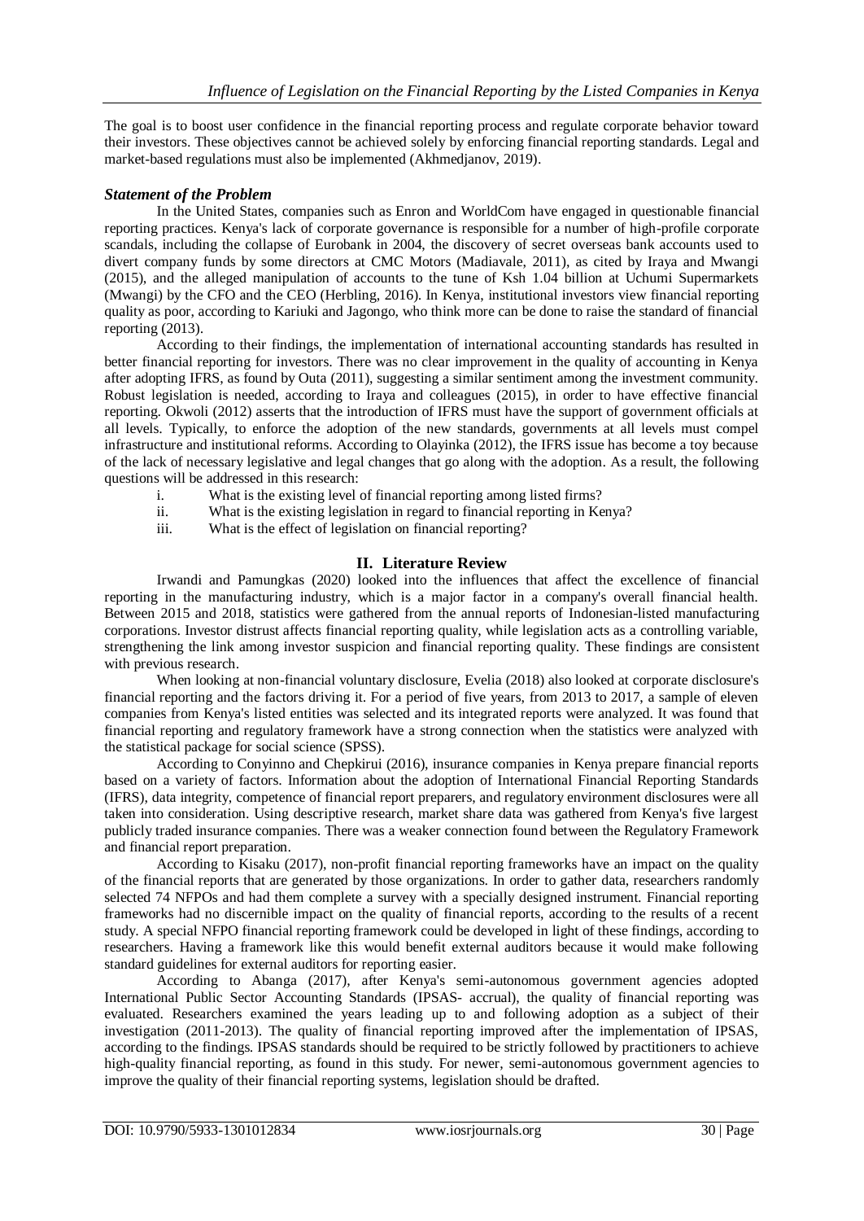The goal is to boost user confidence in the financial reporting process and regulate corporate behavior toward their investors. These objectives cannot be achieved solely by enforcing financial reporting standards. Legal and market-based regulations must also be implemented (Akhmedjanov, 2019).

### *Statement of the Problem*

In the United States, companies such as Enron and WorldCom have engaged in questionable financial reporting practices. Kenya's lack of corporate governance is responsible for a number of high-profile corporate scandals, including the collapse of Eurobank in 2004, the discovery of secret overseas bank accounts used to divert company funds by some directors at CMC Motors (Madiavale, 2011), as cited by Iraya and Mwangi (2015), and the alleged manipulation of accounts to the tune of Ksh 1.04 billion at Uchumi Supermarkets (Mwangi) by the CFO and the CEO (Herbling, 2016). In Kenya, institutional investors view financial reporting quality as poor, according to Kariuki and Jagongo, who think more can be done to raise the standard of financial reporting (2013).

According to their findings, the implementation of international accounting standards has resulted in better financial reporting for investors. There was no clear improvement in the quality of accounting in Kenya after adopting IFRS, as found by Outa (2011), suggesting a similar sentiment among the investment community. Robust legislation is needed, according to Iraya and colleagues (2015), in order to have effective financial reporting. Okwoli (2012) asserts that the introduction of IFRS must have the support of government officials at all levels. Typically, to enforce the adoption of the new standards, governments at all levels must compel infrastructure and institutional reforms. According to Olayinka (2012), the IFRS issue has become a toy because of the lack of necessary legislative and legal changes that go along with the adoption. As a result, the following questions will be addressed in this research:

i. What is the existing level of financial reporting among listed firms?
ii. What is the existing legislation in regard to financial reporting in Kenya?
iii. What is the effect of legislation on financial reporting?

## II. Literature Review

Irwandi and Pamungkas (2020) looked into the influences that affect the excellence of financial reporting in the manufacturing industry, which is a major factor in a company's overall financial health. Between 2015 and 2018, statistics were gathered from the annual reports of Indonesian-listed manufacturing corporations. Investor distrust affects financial reporting quality, while legislation acts as a controlling variable, strengthening the link among investor suspicion and financial reporting quality. These findings are consistent with previous research.

When looking at non-financial voluntary disclosure, Evelia (2018) also looked at corporate disclosure's financial reporting and the factors driving it. For a period of five years, from 2013 to 2017, a sample of eleven companies from Kenya's listed entities was selected and its integrated reports were analyzed. It was found that financial reporting and regulatory framework have a strong connection when the statistics were analyzed with the statistical package for social science (SPSS).

According to Conyinno and Chepkirui (2016), insurance companies in Kenya prepare financial reports based on a variety of factors. Information about the adoption of International Financial Reporting Standards (IFRS), data integrity, competence of financial report preparers, and regulatory environment disclosures were all taken into consideration. Using descriptive research, market share data was gathered from Kenya's five largest publicly traded insurance companies. There was a weaker connection found between the Regulatory Framework and financial report preparation.

According to Kisaku (2017), non-profit financial reporting frameworks have an impact on the quality of the financial reports that are generated by those organizations. In order to gather data, researchers randomly selected 74 NFPOs and had them complete a survey with a specially designed instrument. Financial reporting frameworks had no discernible impact on the quality of financial reports, according to the results of a recent study. A special NFPO financial reporting framework could be developed in light of these findings, according to researchers. Having a framework like this would benefit external auditors because it would make following standard guidelines for external auditors for reporting easier.

According to Abanga (2017), after Kenya's semi-autonomous government agencies adopted International Public Sector Accounting Standards (IPSAS- accrual), the quality of financial reporting was evaluated. Researchers examined the years leading up to and following adoption as a subject of their investigation (2011-2013). The quality of financial reporting improved after the implementation of IPSAS, according to the findings. IPSAS standards should be required to be strictly followed by practitioners to achieve high-quality financial reporting, as found in this study. For newer, semi-autonomous government agencies to improve the quality of their financial reporting systems, legislation should be drafted.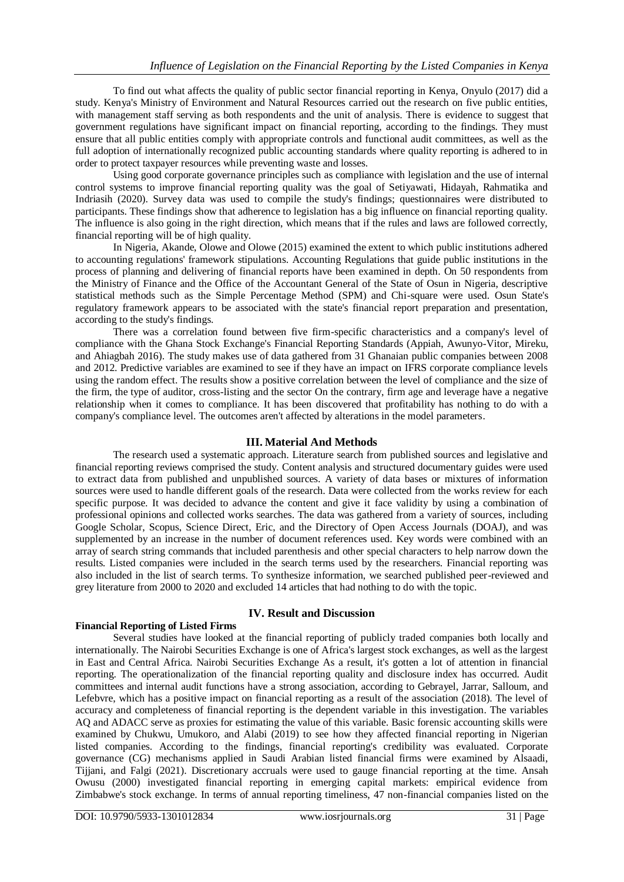To find out what affects the quality of public sector financial reporting in Kenya, Onyulo (2017) did a study. Kenya's Ministry of Environment and Natural Resources carried out the research on five public entities, with management staff serving as both respondents and the unit of analysis. There is evidence to suggest that government regulations have significant impact on financial reporting, according to the findings. They must ensure that all public entities comply with appropriate controls and functional audit committees, as well as the full adoption of internationally recognized public accounting standards where quality reporting is adhered to in order to protect taxpayer resources while preventing waste and losses.

Using good corporate governance principles such as compliance with legislation and the use of internal control systems to improve financial reporting quality was the goal of Setiyawati, Hidayah, Rahmatika and Indriasih (2020). Survey data was used to compile the study's findings; questionnaires were distributed to participants. These findings show that adherence to legislation has a big influence on financial reporting quality. The influence is also going in the right direction, which means that if the rules and laws are followed correctly, financial reporting will be of high quality.

In Nigeria, Akande, Olowe and Olowe (2015) examined the extent to which public institutions adhered to accounting regulations' framework stipulations. Accounting Regulations that guide public institutions in the process of planning and delivering of financial reports have been examined in depth. On 50 respondents from the Ministry of Finance and the Office of the Accountant General of the State of Osun in Nigeria, descriptive statistical methods such as the Simple Percentage Method (SPM) and Chi-square were used. Osun State's regulatory framework appears to be associated with the state's financial report preparation and presentation, according to the study's findings.

There was a correlation found between five firm-specific characteristics and a company's level of compliance with the Ghana Stock Exchange's Financial Reporting Standards (Appiah, Awunyo-Vitor, Mireku, and Ahiagbah 2016). The study makes use of data gathered from 31 Ghanaian public companies between 2008 and 2012. Predictive variables are examined to see if they have an impact on IFRS corporate compliance levels using the random effect. The results show a positive correlation between the level of compliance and the size of the firm, the type of auditor, cross-listing and the sector On the contrary, firm age and leverage have a negative relationship when it comes to compliance. It has been discovered that profitability has nothing to do with a company's compliance level. The outcomes aren't affected by alterations in the model parameters.

## III. Material And Methods

The research used a systematic approach. Literature search from published sources and legislative and financial reporting reviews comprised the study. Content analysis and structured documentary guides were used to extract data from published and unpublished sources. A variety of data bases or mixtures of information sources were used to handle different goals of the research. Data were collected from the works review for each specific purpose. It was decided to advance the content and give it face validity by using a combination of professional opinions and collected works searches. The data was gathered from a variety of sources, including Google Scholar, Scopus, Science Direct, Eric, and the Directory of Open Access Journals (DOAJ), and was supplemented by an increase in the number of document references used. Key words were combined with an array of search string commands that included parenthesis and other special characters to help narrow down the results. Listed companies were included in the search terms used by the researchers. Financial reporting was also included in the list of search terms. To synthesize information, we searched published peer-reviewed and grey literature from 2000 to 2020 and excluded 14 articles that had nothing to do with the topic.

## IV. Result and Discussion

### Financial Reporting of Listed Firms

Several studies have looked at the financial reporting of publicly traded companies both locally and internationally. The Nairobi Securities Exchange is one of Africa's largest stock exchanges, as well as the largest in East and Central Africa. Nairobi Securities Exchange As a result, it's gotten a lot of attention in financial reporting. The operationalization of the financial reporting quality and disclosure index has occurred. Audit committees and internal audit functions have a strong association, according to Gebrayel, Jarrar, Salloum, and Lefebvre, which has a positive impact on financial reporting as a result of the association (2018). The level of accuracy and completeness of financial reporting is the dependent variable in this investigation. The variables AQ and ADACC serve as proxies for estimating the value of this variable. Basic forensic accounting skills were examined by Chukwu, Umukoro, and Alabi (2019) to see how they affected financial reporting in Nigerian listed companies. According to the findings, financial reporting's credibility was evaluated. Corporate governance (CG) mechanisms applied in Saudi Arabian listed financial firms were examined by Alsaadi, Tijjani, and Falgi (2021). Discretionary accruals were used to gauge financial reporting at the time. Ansah Owusu (2000) investigated financial reporting in emerging capital markets: empirical evidence from Zimbabwe's stock exchange. In terms of annual reporting timeliness, 47 non-financial companies listed on the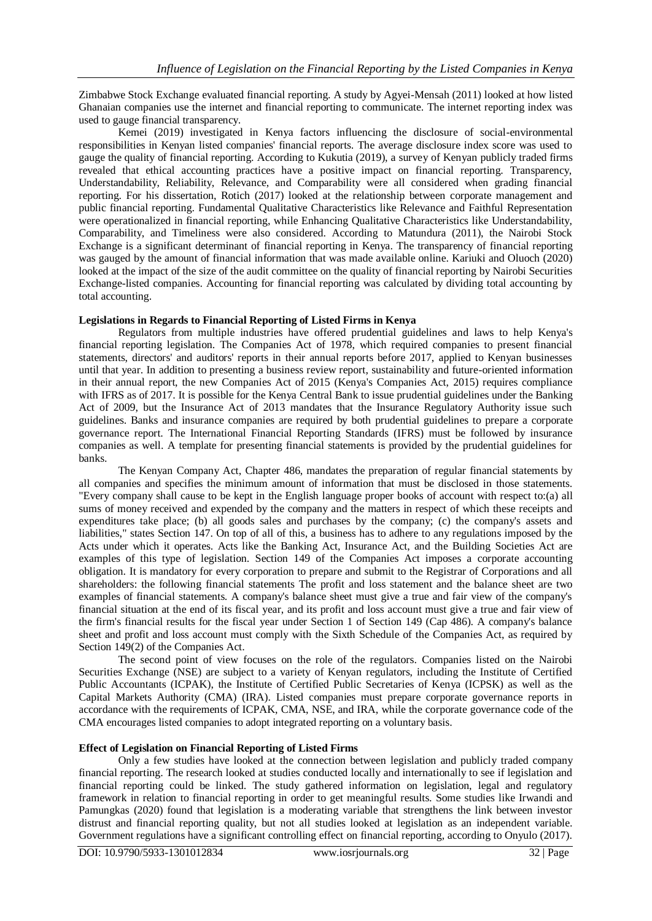Zimbabwe Stock Exchange evaluated financial reporting. A study by Agyei-Mensah (2011) looked at how listed Ghanaian companies use the internet and financial reporting to communicate. The internet reporting index was used to gauge financial transparency.

Kemei (2019) investigated in Kenya factors influencing the disclosure of social-environmental responsibilities in Kenyan listed companies' financial reports. The average disclosure index score was used to gauge the quality of financial reporting. According to Kukutia (2019), a survey of Kenyan publicly traded firms revealed that ethical accounting practices have a positive impact on financial reporting. Transparency, Understandability, Reliability, Relevance, and Comparability were all considered when grading financial reporting. For his dissertation, Rotich (2017) looked at the relationship between corporate management and public financial reporting. Fundamental Qualitative Characteristics like Relevance and Faithful Representation were operationalized in financial reporting, while Enhancing Qualitative Characteristics like Understandability, Comparability, and Timeliness were also considered. According to Matundura (2011), the Nairobi Stock Exchange is a significant determinant of financial reporting in Kenya. The transparency of financial reporting was gauged by the amount of financial information that was made available online. Kariuki and Oluoch (2020) looked at the impact of the size of the audit committee on the quality of financial reporting by Nairobi Securities Exchange-listed companies. Accounting for financial reporting was calculated by dividing total accounting by total accounting.

**Legislations in Regards to Financial Reporting of Listed Firms in Kenya**

Regulators from multiple industries have offered prudential guidelines and laws to help Kenya's financial reporting legislation. The Companies Act of 1978, which required companies to present financial statements, directors' and auditors' reports in their annual reports before 2017, applied to Kenyan businesses until that year. In addition to presenting a business review report, sustainability and future-oriented information in their annual report, the new Companies Act of 2015 (Kenya's Companies Act, 2015) requires compliance with IFRS as of 2017. It is possible for the Kenya Central Bank to issue prudential guidelines under the Banking Act of 2009, but the Insurance Act of 2013 mandates that the Insurance Regulatory Authority issue such guidelines. Banks and insurance companies are required by both prudential guidelines to prepare a corporate governance report. The International Financial Reporting Standards (IFRS) must be followed by insurance companies as well. A template for presenting financial statements is provided by the prudential guidelines for banks.

The Kenyan Company Act, Chapter 486, mandates the preparation of regular financial statements by all companies and specifies the minimum amount of information that must be disclosed in those statements. "Every company shall cause to be kept in the English language proper books of account with respect to:(a) all sums of money received and expended by the company and the matters in respect of which these receipts and expenditures take place; (b) all goods sales and purchases by the company; (c) the company's assets and liabilities," states Section 147. On top of all of this, a business has to adhere to any regulations imposed by the Acts under which it operates. Acts like the Banking Act, Insurance Act, and the Building Societies Act are examples of this type of legislation. Section 149 of the Companies Act imposes a corporate accounting obligation. It is mandatory for every corporation to prepare and submit to the Registrar of Corporations and all shareholders: the following financial statements The profit and loss statement and the balance sheet are two examples of financial statements. A company's balance sheet must give a true and fair view of the company's financial situation at the end of its fiscal year, and its profit and loss account must give a true and fair view of the firm's financial results for the fiscal year under Section 1 of Section 149 (Cap 486). A company's balance sheet and profit and loss account must comply with the Sixth Schedule of the Companies Act, as required by Section 149(2) of the Companies Act.

The second point of view focuses on the role of the regulators. Companies listed on the Nairobi Securities Exchange (NSE) are subject to a variety of Kenyan regulators, including the Institute of Certified Public Accountants (ICPAK), the Institute of Certified Public Secretaries of Kenya (ICPSK) as well as the Capital Markets Authority (CMA) (IRA). Listed companies must prepare corporate governance reports in accordance with the requirements of ICPAK, CMA, NSE, and IRA, while the corporate governance code of the CMA encourages listed companies to adopt integrated reporting on a voluntary basis.

**Effect of Legislation on Financial Reporting of Listed Firms**

Only a few studies have looked at the connection between legislation and publicly traded company financial reporting. The research looked at studies conducted locally and internationally to see if legislation and financial reporting could be linked. The study gathered information on legislation, legal and regulatory framework in relation to financial reporting in order to get meaningful results. Some studies like Irwandi and Pamungkas (2020) found that legislation is a moderating variable that strengthens the link between investor distrust and financial reporting quality, but not all studies looked at legislation as an independent variable. Government regulations have a significant controlling effect on financial reporting, according to Onyulo (2017).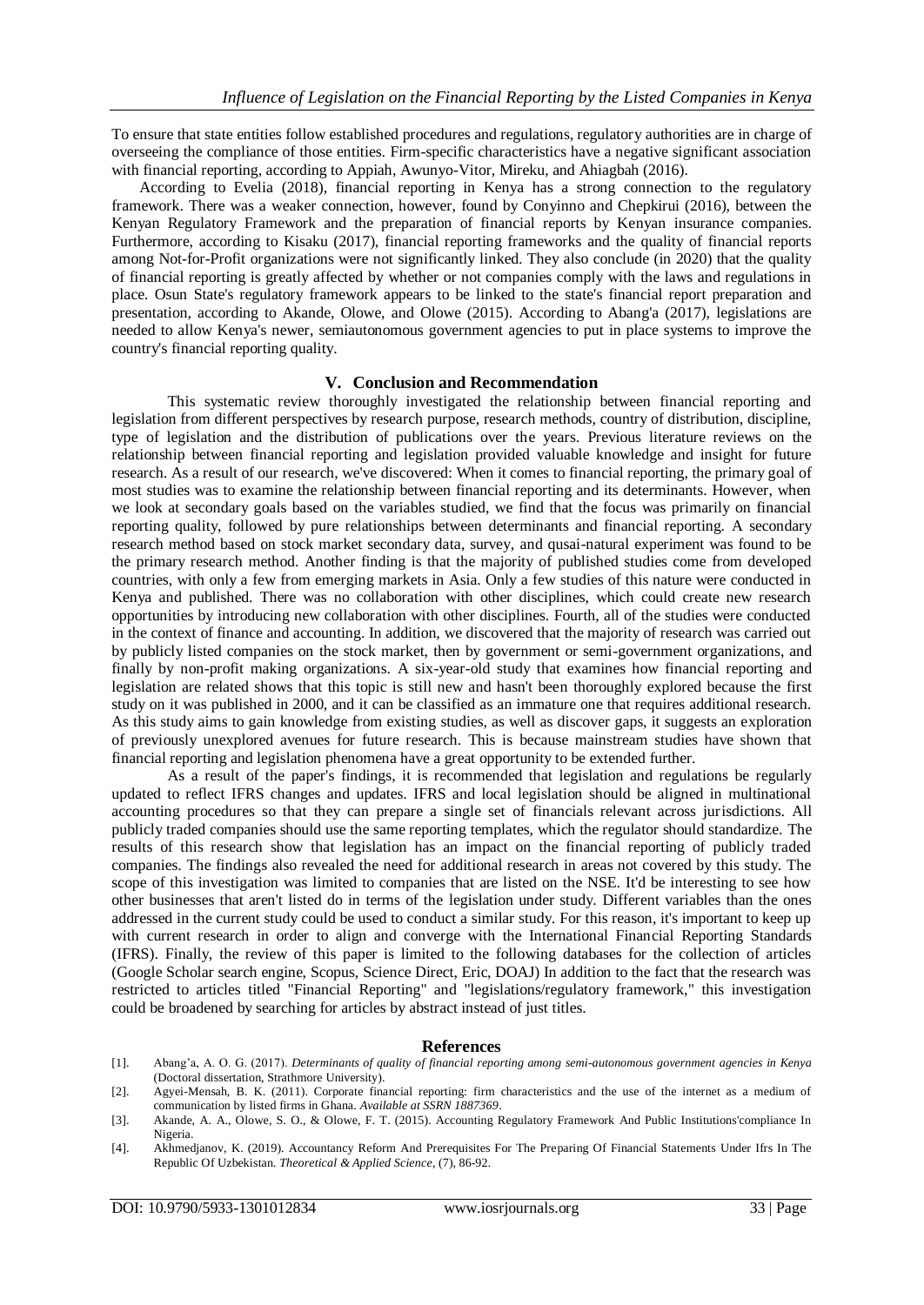To ensure that state entities follow established procedures and regulations, regulatory authorities are in charge of overseeing the compliance of those entities. Firm-specific characteristics have a negative significant association with financial reporting, according to Appiah, Awunyo-Vitor, Mireku, and Ahiagbah (2016).

According to Evelia (2018), financial reporting in Kenya has a strong connection to the regulatory framework. There was a weaker connection, however, found by Conyinno and Chepkirui (2016), between the Kenyan Regulatory Framework and the preparation of financial reports by Kenyan insurance companies. Furthermore, according to Kisaku (2017), financial reporting frameworks and the quality of financial reports among Not-for-Profit organizations were not significantly linked. They also conclude (in 2020) that the quality of financial reporting is greatly affected by whether or not companies comply with the laws and regulations in place. Osun State's regulatory framework appears to be linked to the state's financial report preparation and presentation, according to Akande, Olowe, and Olowe (2015). According to Abang'a (2017), legislations are needed to allow Kenya's newer, semiautonomous government agencies to put in place systems to improve the country's financial reporting quality.

## V. Conclusion and Recommendation

This systematic review thoroughly investigated the relationship between financial reporting and legislation from different perspectives by research purpose, research methods, country of distribution, discipline, type of legislation and the distribution of publications over the years. Previous literature reviews on the relationship between financial reporting and legislation provided valuable knowledge and insight for future research. As a result of our research, we've discovered: When it comes to financial reporting, the primary goal of most studies was to examine the relationship between financial reporting and its determinants. However, when we look at secondary goals based on the variables studied, we find that the focus was primarily on financial reporting quality, followed by pure relationships between determinants and financial reporting. A secondary research method based on stock market secondary data, survey, and qusai-natural experiment was found to be the primary research method. Another finding is that the majority of published studies come from developed countries, with only a few from emerging markets in Asia. Only a few studies of this nature were conducted in Kenya and published. There was no collaboration with other disciplines, which could create new research opportunities by introducing new collaboration with other disciplines. Fourth, all of the studies were conducted in the context of finance and accounting. In addition, we discovered that the majority of research was carried out by publicly listed companies on the stock market, then by government or semi-government organizations, and finally by non-profit making organizations. A six-year-old study that examines how financial reporting and legislation are related shows that this topic is still new and hasn't been thoroughly explored because the first study on it was published in 2000, and it can be classified as an immature one that requires additional research. As this study aims to gain knowledge from existing studies, as well as discover gaps, it suggests an exploration of previously unexplored avenues for future research. This is because mainstream studies have shown that financial reporting and legislation phenomena have a great opportunity to be extended further.

As a result of the paper's findings, it is recommended that legislation and regulations be regularly updated to reflect IFRS changes and updates. IFRS and local legislation should be aligned in multinational accounting procedures so that they can prepare a single set of financials relevant across jurisdictions. All publicly traded companies should use the same reporting templates, which the regulator should standardize. The results of this research show that legislation has an impact on the financial reporting of publicly traded companies. The findings also revealed the need for additional research in areas not covered by this study. The scope of this investigation was limited to companies that are listed on the NSE. It'd be interesting to see how other businesses that aren't listed do in terms of the legislation under study. Different variables than the ones addressed in the current study could be used to conduct a similar study. For this reason, it's important to keep up with current research in order to align and converge with the International Financial Reporting Standards (IFRS). Finally, the review of this paper is limited to the following databases for the collection of articles (Google Scholar search engine, Scopus, Science Direct, Eric, DOAJ) In addition to the fact that the research was restricted to articles titled "Financial Reporting" and "legislations/regulatory framework," this investigation could be broadened by searching for articles by abstract instead of just titles.

## References

[1]. Abang'a, A. O. G. (2017). *Determinants of quality of financial reporting among semi-autonomous government agencies in Kenya* (Doctoral dissertation, Strathmore University).

[2]. Agyei-Mensah, B. K. (2011). Corporate financial reporting: firm characteristics and the use of the internet as a medium of communication by listed firms in Ghana. *Available at SSRN 1887369*.

[3]. Akande, A. A., Olowe, S. O., & Olowe, F. T. (2015). Accounting Regulatory Framework And Public Institutions'compliance In Nigeria.

[4]. Akhmedjanov, K. (2019). Accountancy Reform And Prerequisites For The Preparing Of Financial Statements Under Ifrs In The Republic Of Uzbekistan. *Theoretical & Applied Science*, (7), 86-92.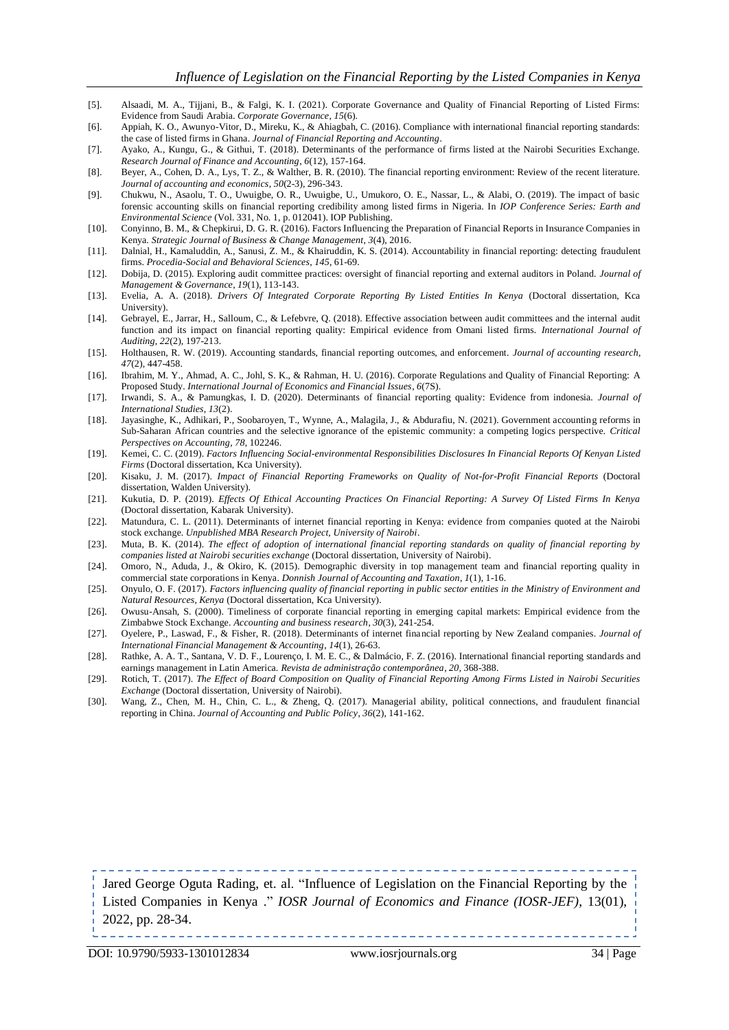[5]. Alsaadi, M. A., Tijjani, B., & Falgi, K. I. (2021). Corporate Governance and Quality of Financial Reporting of Listed Firms: Evidence from Saudi Arabia. *Corporate Governance*, *15*(6).

[6]. Appiah, K. O., Awunyo-Vitor, D., Mireku, K., & Ahiagbah, C. (2016). Compliance with international financial reporting standards: the case of listed firms in Ghana. *Journal of Financial Reporting and Accounting*.

[7]. Ayako, A., Kungu, G., & Githui, T. (2018). Determinants of the performance of firms listed at the Nairobi Securities Exchange. *Research Journal of Finance and Accounting*, *6*(12), 157-164.

[8]. Beyer, A., Cohen, D. A., Lys, T. Z., & Walther, B. R. (2010). The financial reporting environment: Review of the recent literature. *Journal of accounting and economics*, *50*(2-3), 296-343.

[9]. Chukwu, N., Asaolu, T. O., Uwuigbe, O. R., Uwuigbe, U., Umukoro, O. E., Nassar, L., & Alabi, O. (2019). The impact of basic forensic accounting skills on financial reporting credibility among listed firms in Nigeria. In *IOP Conference Series: Earth and Environmental Science* (Vol. 331, No. 1, p. 012041). IOP Publishing.

[10]. Conyinno, B. M., & Chepkirui, D. G. R. (2016). Factors Influencing the Preparation of Financial Reports in Insurance Companies in Kenya. *Strategic Journal of Business & Change Management*, *3*(4), 2016.

[11]. Dalnial, H., Kamaluddin, A., Sanusi, Z. M., & Khairuddin, K. S. (2014). Accountability in financial reporting: detecting fraudulent firms. *Procedia-Social and Behavioral Sciences*, *145*, 61-69.

[12]. Dobija, D. (2015). Exploring audit committee practices: oversight of financial reporting and external auditors in Poland. *Journal of Management & Governance*, *19*(1), 113-143.

[13]. Evelia, A. A. (2018). *Drivers Of Integrated Corporate Reporting By Listed Entities In Kenya* (Doctoral dissertation, Kca University).

[14]. Gebrayel, E., Jarrar, H., Salloum, C., & Lefebvre, Q. (2018). Effective association between audit committees and the internal audit function and its impact on financial reporting quality: Empirical evidence from Omani listed firms. *International Journal of Auditing*, *22*(2), 197-213.

[15]. Holthausen, R. W. (2019). Accounting standards, financial reporting outcomes, and enforcement. *Journal of accounting research*, *47*(2), 447-458.

[16]. Ibrahim, M. Y., Ahmad, A. C., Johl, S. K., & Rahman, H. U. (2016). Corporate Regulations and Quality of Financial Reporting: A Proposed Study. *International Journal of Economics and Financial Issues*, *6*(7S).

[17]. Irwandi, S. A., & Pamungkas, I. D. (2020). Determinants of financial reporting quality: Evidence from indonesia. *Journal of International Studies*, *13*(2).

[18]. Jayasinghe, K., Adhikari, P., Soobaroyen, T., Wynne, A., Malagila, J., & Abdurafiu, N. (2021). Government accounting reforms in Sub-Saharan African countries and the selective ignorance of the epistemic community: a competing logics perspective. *Critical Perspectives on Accounting*, *78*, 102246.

[19]. Kemei, C. C. (2019). *Factors Influencing Social-environmental Responsibilities Disclosures In Financial Reports Of Kenyan Listed Firms* (Doctoral dissertation, Kca University).

[20]. Kisaku, J. M. (2017). *Impact of Financial Reporting Frameworks on Quality of Not-for-Profit Financial Reports* (Doctoral dissertation, Walden University).

[21]. Kukutia, D. P. (2019). *Effects Of Ethical Accounting Practices On Financial Reporting: A Survey Of Listed Firms In Kenya* (Doctoral dissertation, Kabarak University).

[22]. Matundura, C. L. (2011). Determinants of internet financial reporting in Kenya: evidence from companies quoted at the Nairobi stock exchange. *Unpublished MBA Research Project, University of Nairobi*.

[23]. Muta, B. K. (2014). *The effect of adoption of international financial reporting standards on quality of financial reporting by companies listed at Nairobi securities exchange* (Doctoral dissertation, University of Nairobi).

[24]. Omoro, N., Aduda, J., & Okiro, K. (2015). Demographic diversity in top management team and financial reporting quality in commercial state corporations in Kenya. *Donnish Journal of Accounting and Taxation*, *1*(1), 1-16.

[25]. Onyulo, O. F. (2017). *Factors influencing quality of financial reporting in public sector entities in the Ministry of Environment and Natural Resources, Kenya* (Doctoral dissertation, Kca University).

[26]. Owusu-Ansah, S. (2000). Timeliness of corporate financial reporting in emerging capital markets: Empirical evidence from the Zimbabwe Stock Exchange. *Accounting and business research*, *30*(3), 241-254.

[27]. Oyelere, P., Laswad, F., & Fisher, R. (2018). Determinants of internet financial reporting by New Zealand companies. *Journal of International Financial Management & Accounting*, *14*(1), 26-63.

[28]. Rathke, A. A. T., Santana, V. D. F., Lourenço, I. M. E. C., & Dalmácio, F. Z. (2016). International financial reporting standards and earnings management in Latin America. *Revista de administração contemporânea*, *20*, 368-388.

[29]. Rotich, T. (2017). *The Effect of Board Composition on Quality of Financial Reporting Among Firms Listed in Nairobi Securities Exchange* (Doctoral dissertation, University of Nairobi).

[30]. Wang, Z., Chen, M. H., Chin, C. L., & Zheng, Q. (2017). Managerial ability, political connections, and fraudulent financial reporting in China. *Journal of Accounting and Public Policy*, *36*(2), 141-162.

Jared George Oguta Rading, et. al. "Influence of Legislation on the Financial Reporting by the Listed Companies in Kenya ." *IOSR Journal of Economics and Finance (IOSR-JEF)*, 13(01), 2022, pp. 28-34.